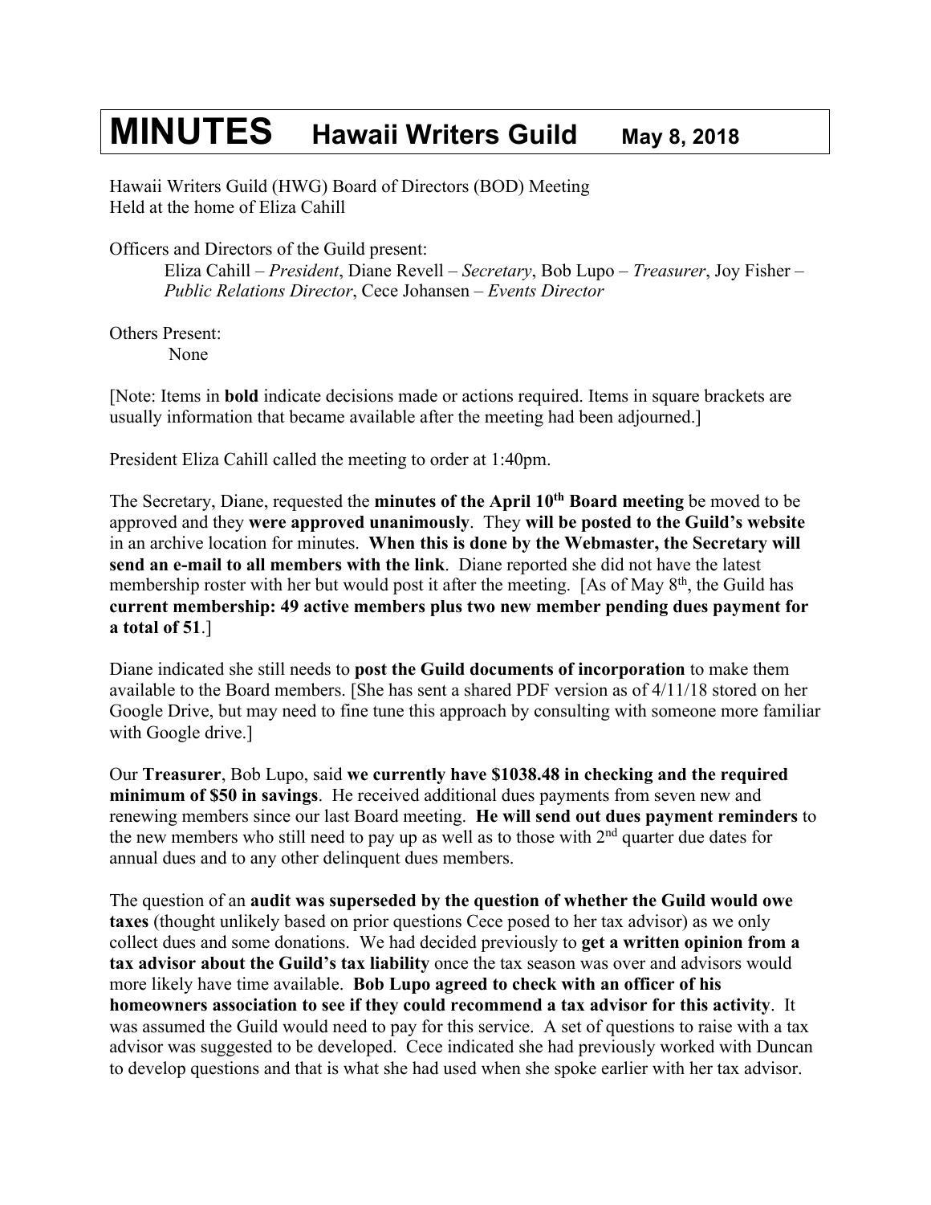# MINUTES Hawaii Writers Guild May 8, 2018

Hawaii Writers Guild (HWG) Board of Directors (BOD) Meeting
Held at the home of Eliza Cahill

Officers and Directors of the Guild present:

> Eliza Cahill – *President*, Diane Revell – *Secretary*, Bob Lupo – *Treasurer*, Joy Fisher – *Public Relations Director*, Cece Johansen – *Events Director*

Others Present:

> None

[Note: Items in **bold** indicate decisions made or actions required. Items in square brackets are usually information that became available after the meeting had been adjourned.]

President Eliza Cahill called the meeting to order at 1:40pm.

The Secretary, Diane, requested the **minutes of the April 10th Board meeting** be moved to be approved and they **were approved unanimously**. They **will be posted to the Guild's website** in an archive location for minutes. **When this is done by the Webmaster, the Secretary will send an e-mail to all members with the link**. Diane reported she did not have the latest membership roster with her but would post it after the meeting. [As of May 8th, the Guild has **current membership: 49 active members plus two new member pending dues payment for a total of 51**.]

Diane indicated she still needs to **post the Guild documents of incorporation** to make them available to the Board members. [She has sent a shared PDF version as of 4/11/18 stored on her Google Drive, but may need to fine tune this approach by consulting with someone more familiar with Google drive.]

Our **Treasurer**, Bob Lupo, said **we currently have $1038.48 in checking and the required minimum of $50 in savings**. He received additional dues payments from seven new and renewing members since our last Board meeting. **He will send out dues payment reminders** to the new members who still need to pay up as well as to those with 2nd quarter due dates for annual dues and to any other delinquent dues members.

The question of an **audit was superseded by the question of whether the Guild would owe taxes** (thought unlikely based on prior questions Cece posed to her tax advisor) as we only collect dues and some donations. We had decided previously to **get a written opinion from a tax advisor about the Guild's tax liability** once the tax season was over and advisors would more likely have time available. **Bob Lupo agreed to check with an officer of his homeowners association to see if they could recommend a tax advisor for this activity**. It was assumed the Guild would need to pay for this service. A set of questions to raise with a tax advisor was suggested to be developed. Cece indicated she had previously worked with Duncan to develop questions and that is what she had used when she spoke earlier with her tax advisor.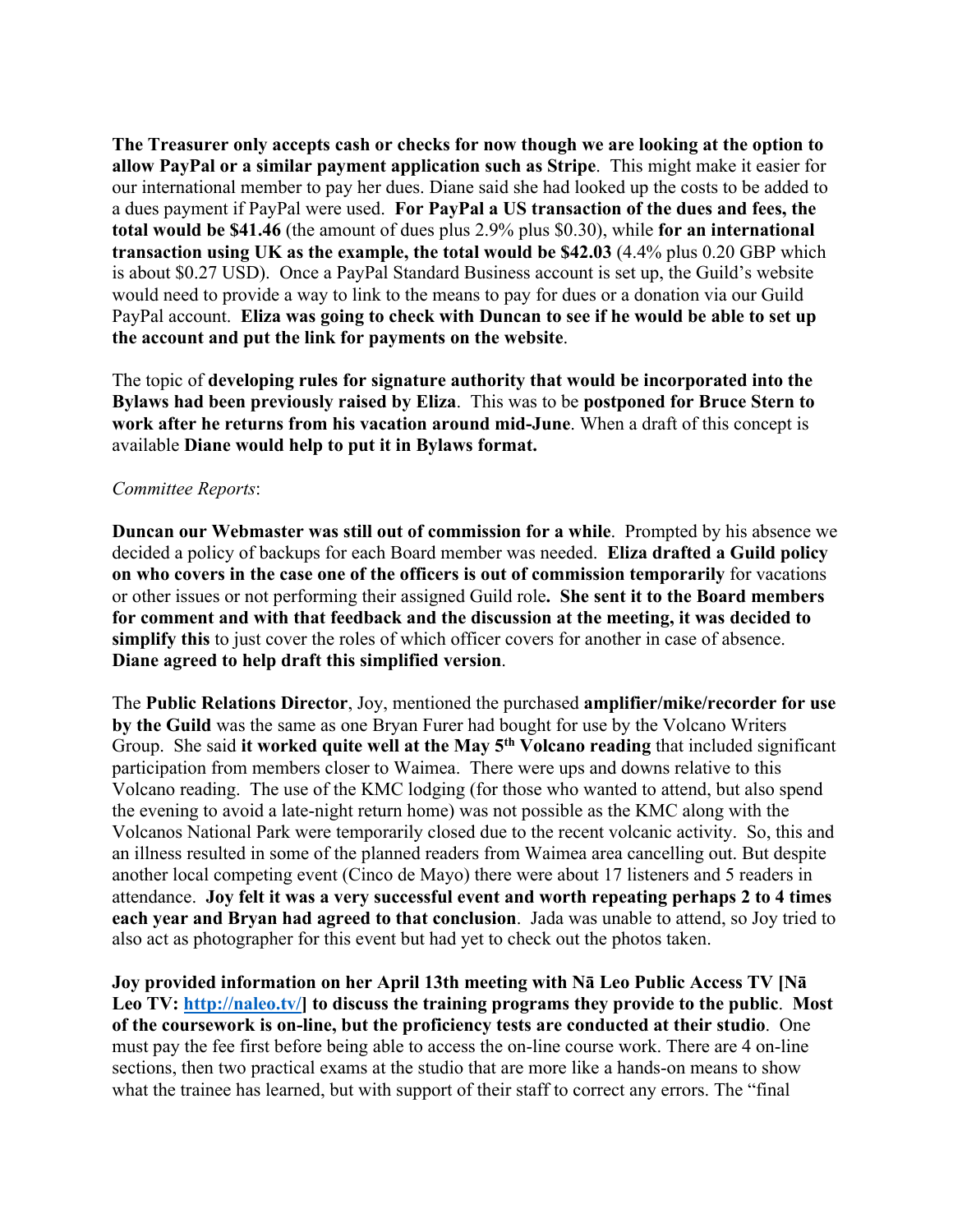**The Treasurer only accepts cash or checks for now though we are looking at the option to allow PayPal or a similar payment application such as Stripe**. This might make it easier for our international member to pay her dues. Diane said she had looked up the costs to be added to a dues payment if PayPal were used. **For PayPal a US transaction of the dues and fees, the total would be $41.46** (the amount of dues plus 2.9% plus $0.30), while **for an international transaction using UK as the example, the total would be $42.03** (4.4% plus 0.20 GBP which is about $0.27 USD). Once a PayPal Standard Business account is set up, the Guild's website would need to provide a way to link to the means to pay for dues or a donation via our Guild PayPal account. **Eliza was going to check with Duncan to see if he would be able to set up the account and put the link for payments on the website**.

The topic of **developing rules for signature authority that would be incorporated into the Bylaws had been previously raised by Eliza**. This was to be **postponed for Bruce Stern to work after he returns from his vacation around mid-June**. When a draft of this concept is available **Diane would help to put it in Bylaws format.**

*Committee Reports*:

**Duncan our Webmaster was still out of commission for a while**. Prompted by his absence we decided a policy of backups for each Board member was needed. **Eliza drafted a Guild policy on who covers in the case one of the officers is out of commission temporarily** for vacations or other issues or not performing their assigned Guild role**. She sent it to the Board members for comment and with that feedback and the discussion at the meeting, it was decided to simplify this** to just cover the roles of which officer covers for another in case of absence. **Diane agreed to help draft this simplified version**.

The **Public Relations Director**, Joy, mentioned the purchased **amplifier/mike/recorder for use by the Guild** was the same as one Bryan Furer had bought for use by the Volcano Writers Group. She said **it worked quite well at the May 5th Volcano reading** that included significant participation from members closer to Waimea. There were ups and downs relative to this Volcano reading. The use of the KMC lodging (for those who wanted to attend, but also spend the evening to avoid a late-night return home) was not possible as the KMC along with the Volcanos National Park were temporarily closed due to the recent volcanic activity. So, this and an illness resulted in some of the planned readers from Waimea area cancelling out. But despite another local competing event (Cinco de Mayo) there were about 17 listeners and 5 readers in attendance. **Joy felt it was a very successful event and worth repeating perhaps 2 to 4 times each year and Bryan had agreed to that conclusion**. Jada was unable to attend, so Joy tried to also act as photographer for this event but had yet to check out the photos taken.

**Joy provided information on her April 13th meeting with Nā Leo Public Access TV [Nā Leo TV: http://naleo.tv/] to discuss the training programs they provide to the public**. **Most of the coursework is on-line, but the proficiency tests are conducted at their studio**. One must pay the fee first before being able to access the on-line course work. There are 4 on-line sections, then two practical exams at the studio that are more like a hands-on means to show what the trainee has learned, but with support of their staff to correct any errors. The "final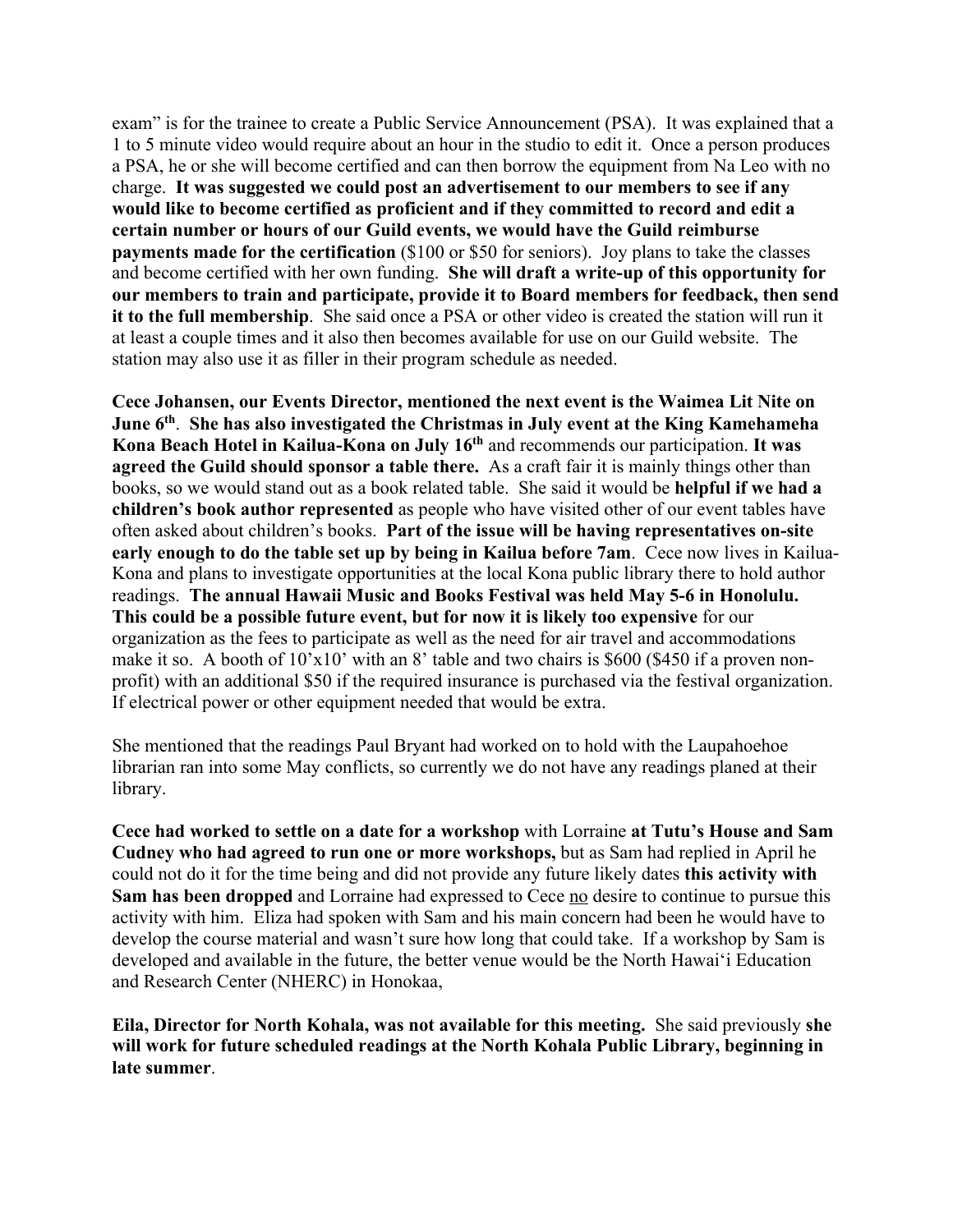exam" is for the trainee to create a Public Service Announcement (PSA). It was explained that a 1 to 5 minute video would require about an hour in the studio to edit it. Once a person produces a PSA, he or she will become certified and can then borrow the equipment from Na Leo with no charge. **It was suggested we could post an advertisement to our members to see if any would like to become certified as proficient and if they committed to record and edit a certain number or hours of our Guild events, we would have the Guild reimburse payments made for the certification** ($100 or $50 for seniors). Joy plans to take the classes and become certified with her own funding. **She will draft a write-up of this opportunity for our members to train and participate, provide it to Board members for feedback, then send it to the full membership**. She said once a PSA or other video is created the station will run it at least a couple times and it also then becomes available for use on our Guild website. The station may also use it as filler in their program schedule as needed.

**Cece Johansen, our Events Director, mentioned the next event is the Waimea Lit Nite on June 6th. She has also investigated the Christmas in July event at the King Kamehameha Kona Beach Hotel in Kailua-Kona on July 16th** and recommends our participation. **It was agreed the Guild should sponsor a table there.** As a craft fair it is mainly things other than books, so we would stand out as a book related table. She said it would be **helpful if we had a children's book author represented** as people who have visited other of our event tables have often asked about children's books. **Part of the issue will be having representatives on-site early enough to do the table set up by being in Kailua before 7am**. Cece now lives in Kailua-Kona and plans to investigate opportunities at the local Kona public library there to hold author readings. **The annual Hawaii Music and Books Festival was held May 5-6 in Honolulu. This could be a possible future event, but for now it is likely too expensive** for our organization as the fees to participate as well as the need for air travel and accommodations make it so. A booth of 10'x10' with an 8' table and two chairs is $600 ($450 if a proven non-profit) with an additional $50 if the required insurance is purchased via the festival organization. If electrical power or other equipment needed that would be extra.

She mentioned that the readings Paul Bryant had worked on to hold with the Laupahoehoe librarian ran into some May conflicts, so currently we do not have any readings planed at their library.

**Cece had worked to settle on a date for a workshop** with Lorraine **at Tutu's House and Sam Cudney who had agreed to run one or more workshops,** but as Sam had replied in April he could not do it for the time being and did not provide any future likely dates **this activity with Sam has been dropped** and Lorraine had expressed to Cece no desire to continue to pursue this activity with him. Eliza had spoken with Sam and his main concern had been he would have to develop the course material and wasn't sure how long that could take. If a workshop by Sam is developed and available in the future, the better venue would be the North Hawai'i Education and Research Center (NHERC) in Honokaa,

**Eila, Director for North Kohala, was not available for this meeting.** She said previously **she will work for future scheduled readings at the North Kohala Public Library, beginning in late summer**.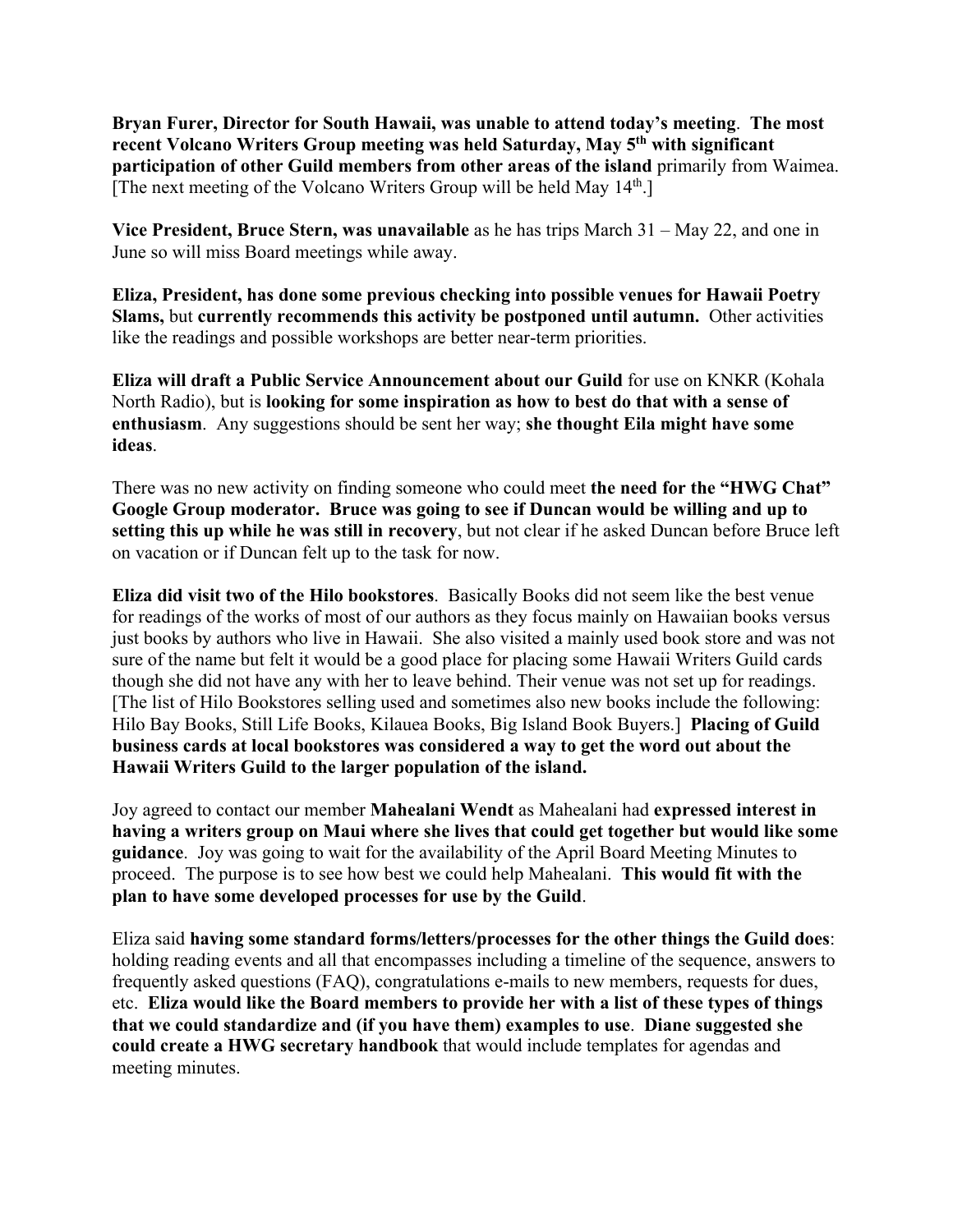**Bryan Furer, Director for South Hawaii, was unable to attend today's meeting**. **The most recent Volcano Writers Group meeting was held Saturday, May 5th with significant participation of other Guild members from other areas of the island** primarily from Waimea. [The next meeting of the Volcano Writers Group will be held May 14th.]

**Vice President, Bruce Stern, was unavailable** as he has trips March 31 – May 22, and one in June so will miss Board meetings while away.

**Eliza, President, has done some previous checking into possible venues for Hawaii Poetry Slams,** but **currently recommends this activity be postponed until autumn.** Other activities like the readings and possible workshops are better near-term priorities.

**Eliza will draft a Public Service Announcement about our Guild** for use on KNKR (Kohala North Radio), but is **looking for some inspiration as how to best do that with a sense of enthusiasm**. Any suggestions should be sent her way; **she thought Eila might have some ideas**.

There was no new activity on finding someone who could meet **the need for the "HWG Chat" Google Group moderator. Bruce was going to see if Duncan would be willing and up to setting this up while he was still in recovery**, but not clear if he asked Duncan before Bruce left on vacation or if Duncan felt up to the task for now.

**Eliza did visit two of the Hilo bookstores**. Basically Books did not seem like the best venue for readings of the works of most of our authors as they focus mainly on Hawaiian books versus just books by authors who live in Hawaii. She also visited a mainly used book store and was not sure of the name but felt it would be a good place for placing some Hawaii Writers Guild cards though she did not have any with her to leave behind. Their venue was not set up for readings. [The list of Hilo Bookstores selling used and sometimes also new books include the following: Hilo Bay Books, Still Life Books, Kilauea Books, Big Island Book Buyers.] **Placing of Guild business cards at local bookstores was considered a way to get the word out about the Hawaii Writers Guild to the larger population of the island.**

Joy agreed to contact our member **Mahealani Wendt** as Mahealani had **expressed interest in having a writers group on Maui where she lives that could get together but would like some guidance**. Joy was going to wait for the availability of the April Board Meeting Minutes to proceed. The purpose is to see how best we could help Mahealani. **This would fit with the plan to have some developed processes for use by the Guild**.

Eliza said **having some standard forms/letters/processes for the other things the Guild does**: holding reading events and all that encompasses including a timeline of the sequence, answers to frequently asked questions (FAQ), congratulations e-mails to new members, requests for dues, etc. **Eliza would like the Board members to provide her with a list of these types of things that we could standardize and (if you have them) examples to use**. **Diane suggested she could create a HWG secretary handbook** that would include templates for agendas and meeting minutes.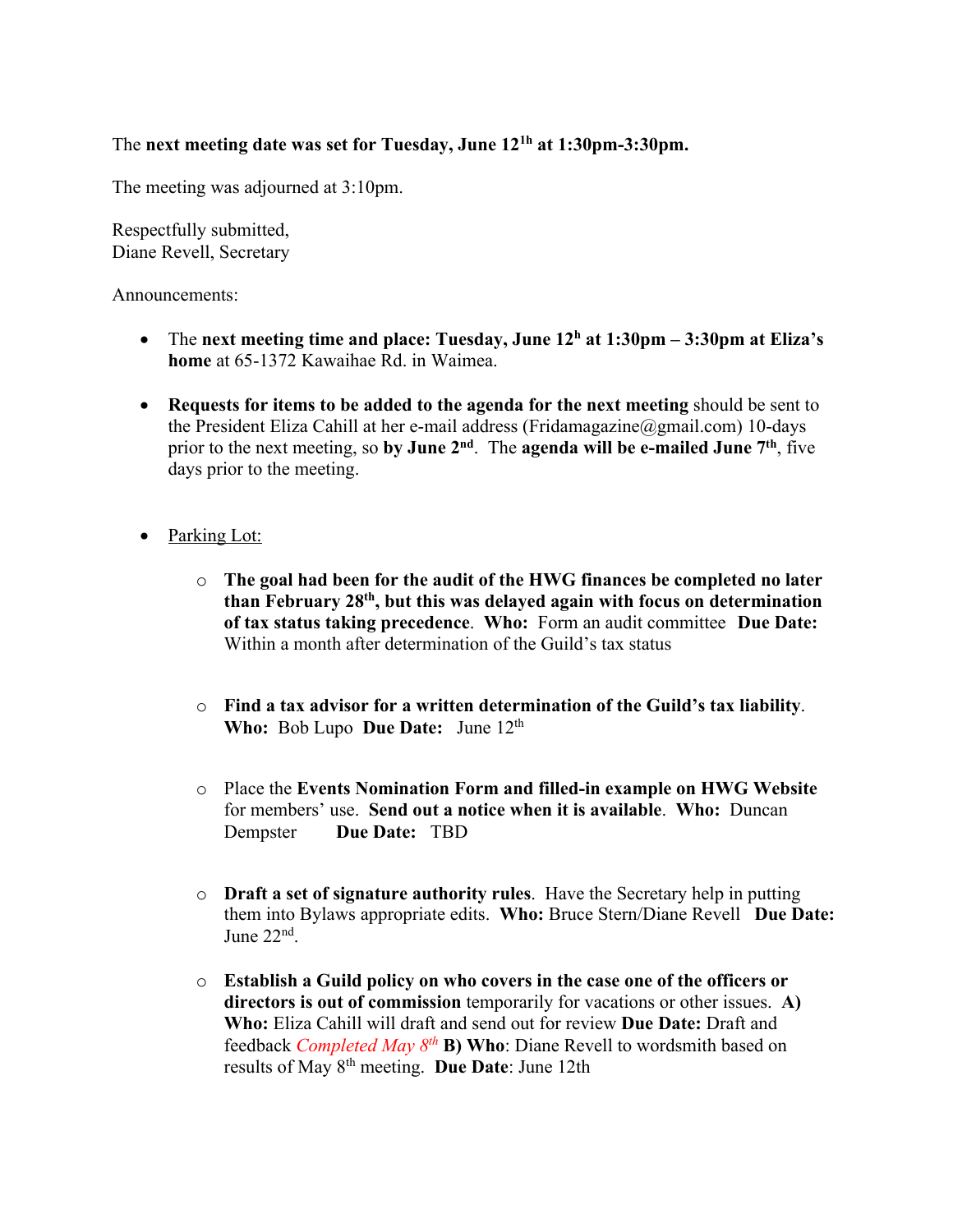The **next meeting date was set for Tuesday, June 12th at 1:30pm-3:30pm.**

The meeting was adjourned at 3:10pm.

Respectfully submitted,
Diane Revell, Secretary

Announcements:

- The **next meeting time and place: Tuesday, June 12h at 1:30pm – 3:30pm at Eliza's home** at 65-1372 Kawaihae Rd. in Waimea.

- **Requests for items to be added to the agenda for the next meeting** should be sent to the President Eliza Cahill at her e-mail address (Fridamagazine@gmail.com) 10-days prior to the next meeting, so **by June 2nd**. The **agenda will be e-mailed June 7th**, five days prior to the meeting.

- Parking Lot:

  - **The goal had been for the audit of the HWG finances be completed no later than February 28th, but this was delayed again with focus on determination of tax status taking precedence**. **Who:** Form an audit committee **Due Date:** Within a month after determination of the Guild's tax status

  - **Find a tax advisor for a written determination of the Guild's tax liability**. **Who:** Bob Lupo **Due Date:** June 12th

  - Place the **Events Nomination Form and filled-in example on HWG Website** for members' use. **Send out a notice when it is available**. **Who:** Duncan Dempster **Due Date:** TBD

  - **Draft a set of signature authority rules**. Have the Secretary help in putting them into Bylaws appropriate edits. **Who:** Bruce Stern/Diane Revell **Due Date:** June 22nd.

  - **Establish a Guild policy on who covers in the case one of the officers or directors is out of commission** temporarily for vacations or other issues. **A) Who:** Eliza Cahill will draft and send out for review **Due Date:** Draft and feedback *Completed May 8th* **B) Who**: Diane Revell to wordsmith based on results of May 8th meeting. **Due Date**: June 12th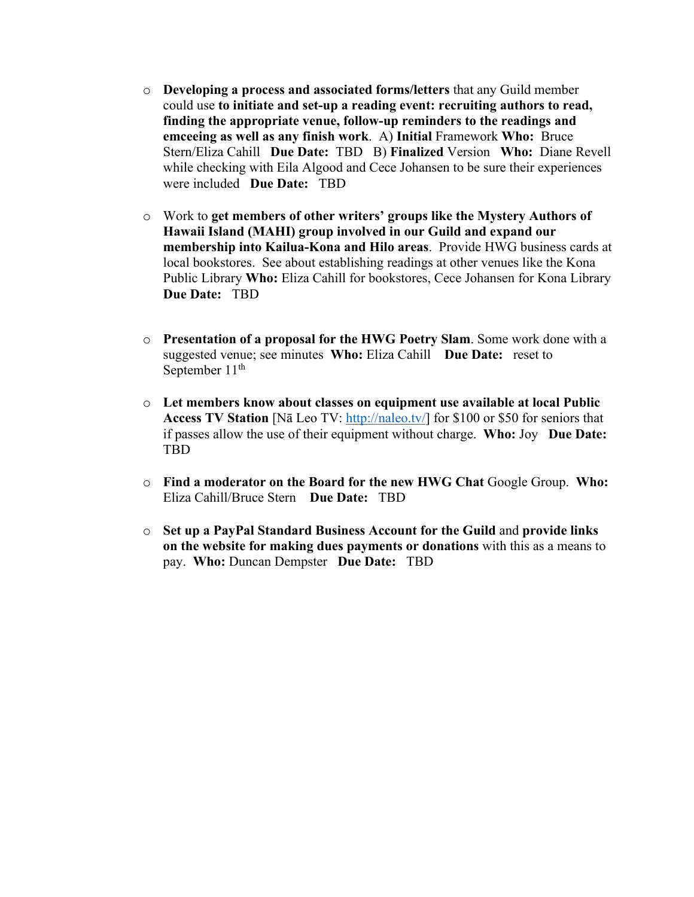- **Developing a process and associated forms/letters** that any Guild member could use **to initiate and set-up a reading event: recruiting authors to read, finding the appropriate venue, follow-up reminders to the readings and emceeing as well as any finish work**. A) **Initial** Framework **Who:** Bruce Stern/Eliza Cahill **Due Date:** TBD B) **Finalized** Version **Who:** Diane Revell while checking with Eila Algood and Cece Johansen to be sure their experiences were included **Due Date:** TBD

- Work to **get members of other writers' groups like the Mystery Authors of Hawaii Island (MAHI) group involved in our Guild and expand our membership into Kailua-Kona and Hilo areas**. Provide HWG business cards at local bookstores. See about establishing readings at other venues like the Kona Public Library **Who:** Eliza Cahill for bookstores, Cece Johansen for Kona Library **Due Date:** TBD

- **Presentation of a proposal for the HWG Poetry Slam**. Some work done with a suggested venue; see minutes **Who:** Eliza Cahill **Due Date:** reset to September 11th

- **Let members know about classes on equipment use available at local Public Access TV Station** [Nā Leo TV: http://naleo.tv/] for $100 or $50 for seniors that if passes allow the use of their equipment without charge. **Who:** Joy **Due Date:** TBD

- **Find a moderator on the Board for the new HWG Chat** Google Group. **Who:** Eliza Cahill/Bruce Stern **Due Date:** TBD

- **Set up a PayPal Standard Business Account for the Guild** and **provide links on the website for making dues payments or donations** with this as a means to pay. **Who:** Duncan Dempster **Due Date:** TBD